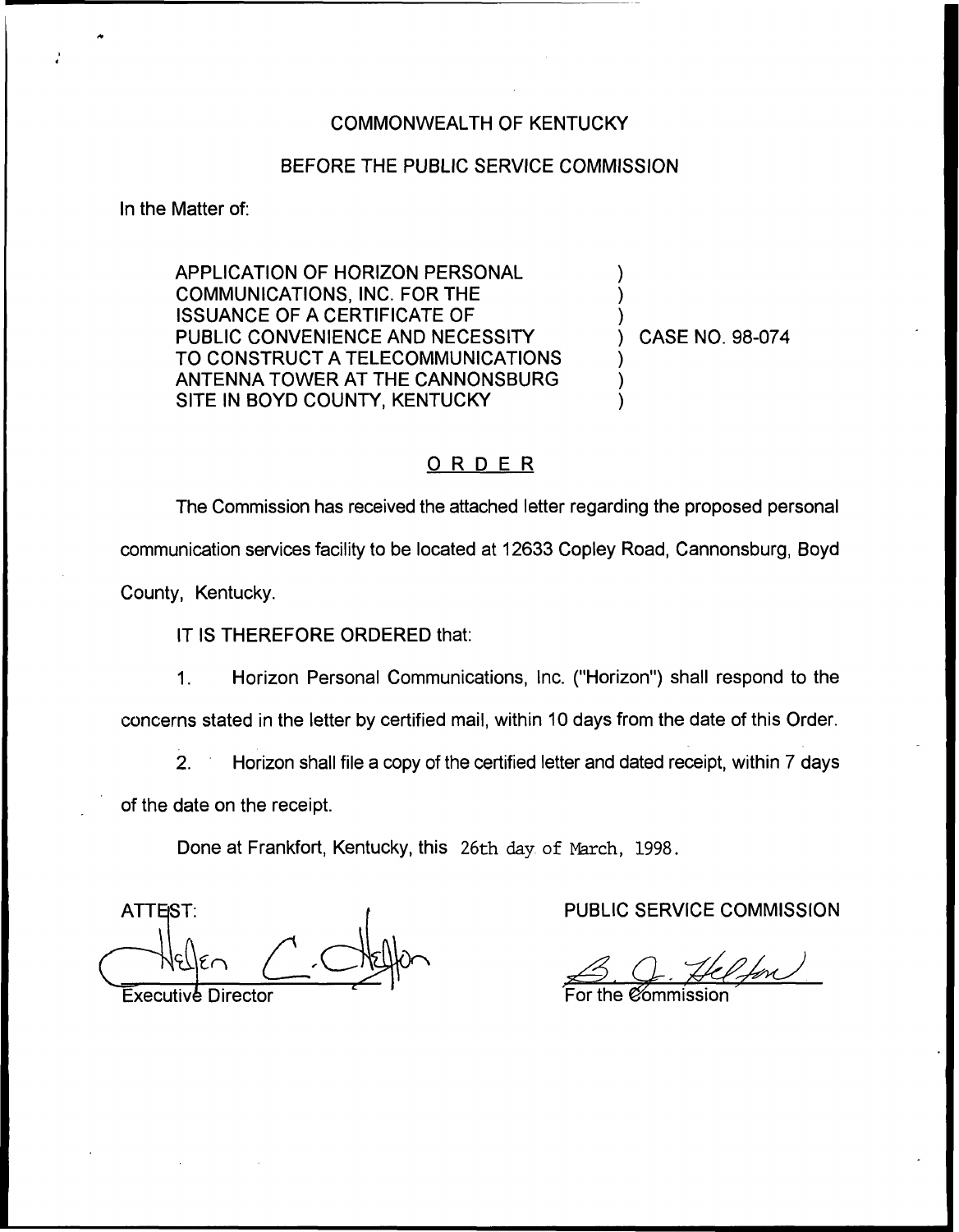COMMONWEALTH OF KENTUCKY

BEFORE THE PUBLIC SERVICE COMMISSION

In the Matter of:

APPLICATION OF HORIZON PERSONAL COMMUNICATIONS, INC. FOR THE ISSUANCE OF A CERTIFICATE OF PUBLIC CONVENIENCE AND NECESSITY TO CONSTRUCT A TELECOMMUNICATIONS ANTENNA TOWER AT THE CANNONSBURG SITE IN BOYD COUNTY, KENTUCKY

) CASE NO. 98-074

## ORDER

The Commission has received the attached letter regarding the proposed personal communication services facility to be located at 12633 Copley Road, Cannonsburg, Boyd County, Kentucky.

IT IS THEREFORE ORDERED that:

1. Horizon Personal Communications, Inc. ("Horizon") shall respond to the concerns stated in the letter by certified mail, within 10 days from the date of this Order.

2. Horizon shall file a copy of the certified letter and dated receipt, within 7 days of the date on the receipt.

Done at Frankfort, Kentucky, this 26th day of March, 1998.

ATTEST:

Executive Director

PUBLIC SERVICE COMMISSION

For the Commission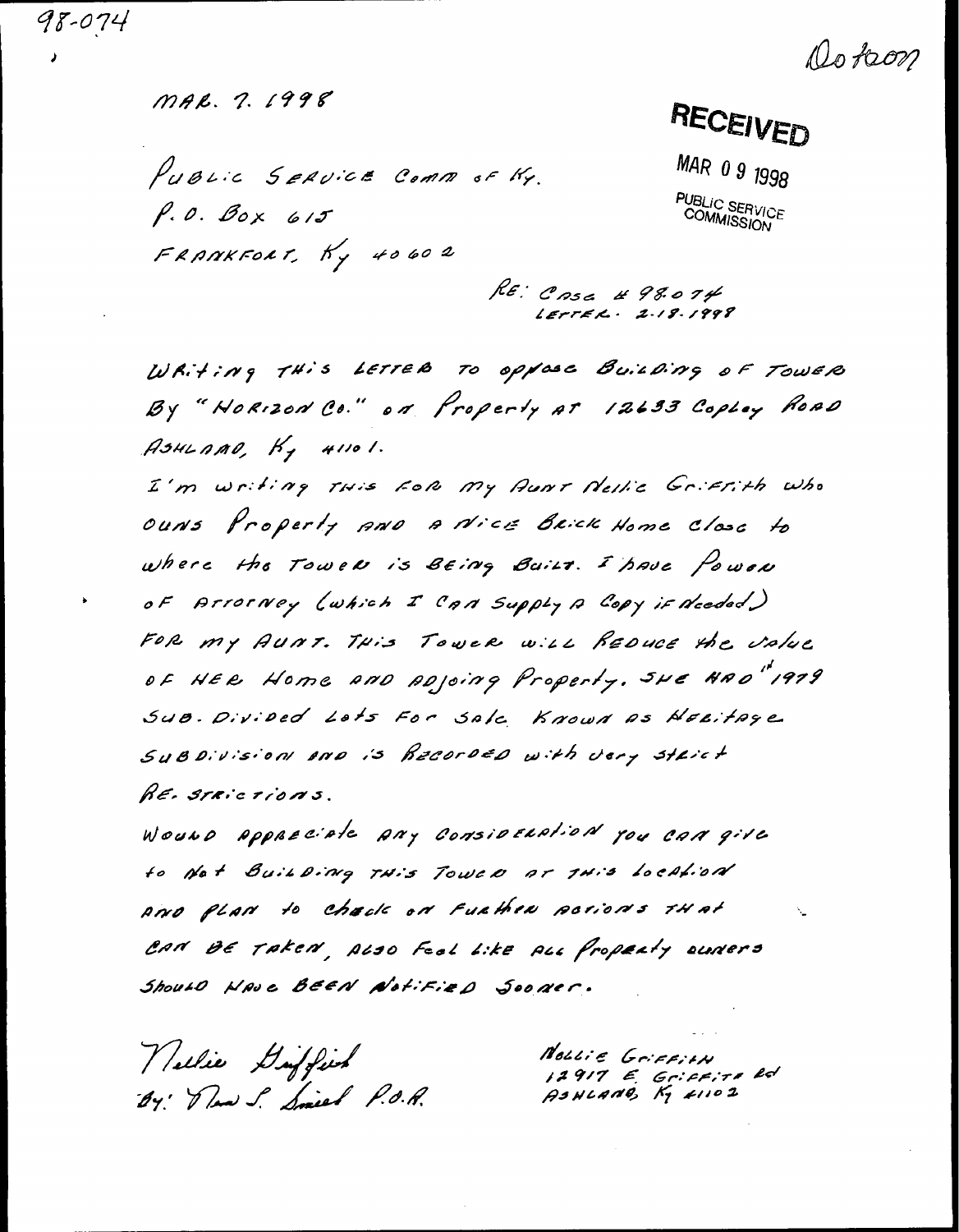98-074

Dotson

MAR. 7. 1998

**RECEIVED**

MAR 09 1998

PUBLIC SERVICE COMMISSION

PUBLIC SERVICE COMM OF KY.
P.O. BOX 615
FRANKFORT, KY 40602

RE: CASE # 98-074
LETTER. 2-18-1998

WRITING THIS LETTER TO OPPOSE BUILDING OF TOWER BY "HORIZON CO." ON PROPERTY AT 12633 COPLEY ROAD ASHLAND, KY 41101.

I'M WRITING THIS FOR MY AUNT NELLIE GRIFFITH WHO OWNS PROPERTY AND A NICE BRICK HOME CLOSE TO WHERE THE TOWER IS BEING BUILT. I HAVE POWER OF ATTORNEY (WHICH I CAN SUPPLY A COPY IF NEEDED) FOR MY AUNT. THIS TOWER WILL REDUCE THE VALUE OF HER HOME AND ADJOINING PROPERTY. SHE HAD 1979 SUB-DIVIDED LOTS FOR SALE KNOWN AS HERITAGE SUBDIVISION AND IS RECORDED WITH VERY STRICT RE-STRICTIONS.

WOULD APPRECIATE ANY CONSIDERATION YOU CAN GIVE TO NOT BUILDING THIS TOWER AT THIS LOCATION AND PLAN TO CHECK ON FURTHER ACTIONS THAT CAN BE TAKEN, ALSO FEEL LIKE ALL PROPERTY OWNERS SHOULD HAVE BEEN NOTIFIED SOONER.

Nellie Griffith
By: [signature] P.O.A.

NELLIE GRIFFITH
12917 E. GRIFFITH RD
ASHLAND, KY 41102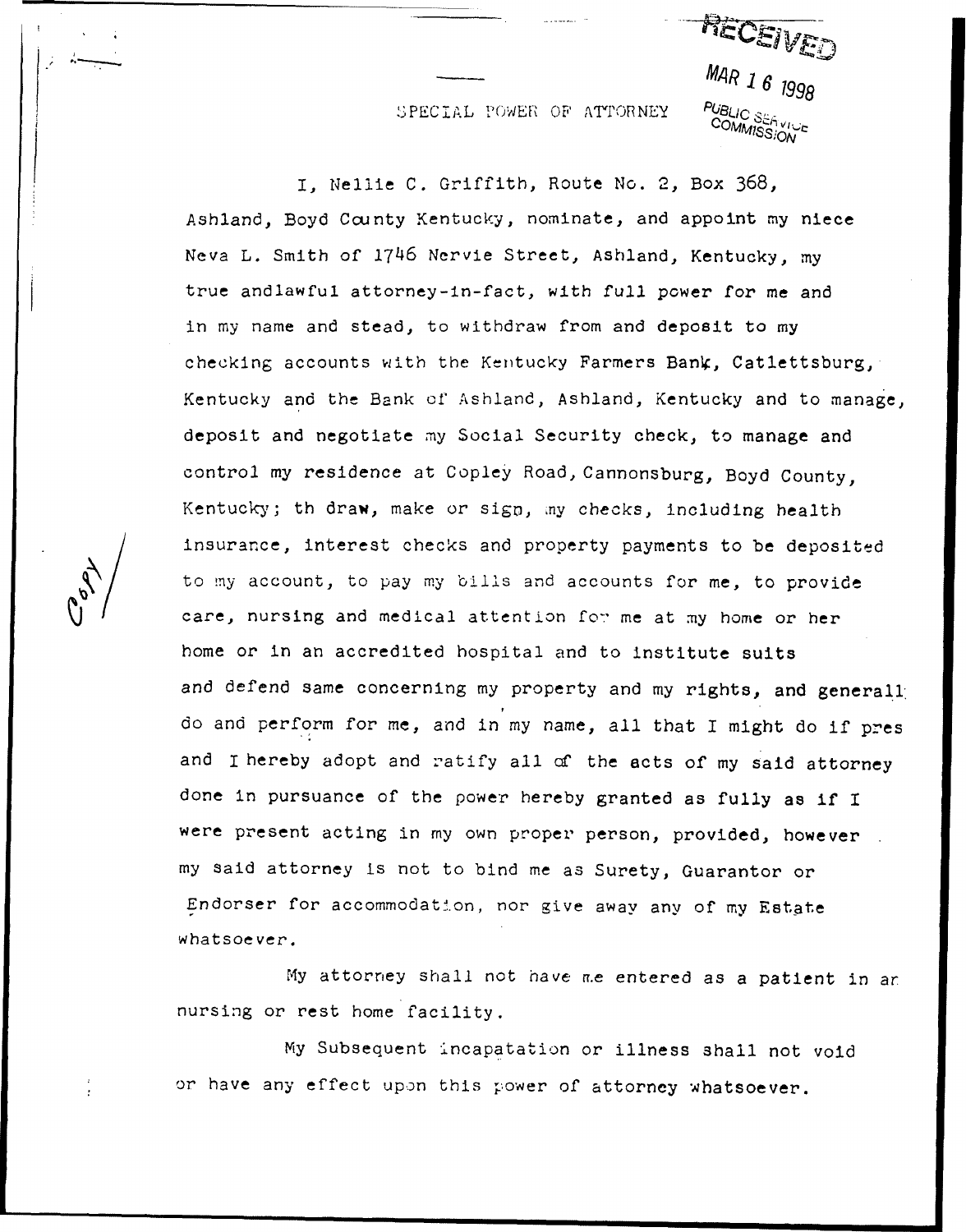RECEIVED

MAR 16 1998

PUBLIC SERVICE COMMISSION

SPECIAL POWER OF ATTORNEY

I, Nellie C. Griffith, Route No. 2, Box 368, Ashland, Boyd County Kentucky, nominate, and appoint my niece Neva L. Smith of 1746 Nervie Street, Ashland, Kentucky, my true andlawful attorney-in-fact, with full power for me and in my name and stead, to withdraw from and deposit to my checking accounts with the Kentucky Farmers Bank, Catlettsburg, Kentucky and the Bank of Ashland, Ashland, Kentucky and to manage, deposit and negotiate my Social Security check, to manage and control my residence at Copley Road, Cannonsburg, Boyd County, Kentucky; th draw, make or sign, my checks, including health insurance, interest checks and property payments to be deposited to my account, to pay my bills and accounts for me, to provide care, nursing and medical attention for me at my home or her home or in an accredited hospital and to institute suits and defend same concerning my property and my rights, and generall do and perform for me, and in my name, all that I might do if pres and I hereby adopt and ratify all of the acts of my said attorney done in pursuance of the power hereby granted as fully as if I were present acting in my own proper person, provided, however my said attorney is not to bind me as Surety, Guarantor or Endorser for accommodation, nor give away any of my Estate whatsoever.

My attorney shall not have me entered as a patient in ar nursing or rest home facility.

My Subsequent incapatation or illness shall not void or have any effect upon this power of attorney whatsoever.

Copy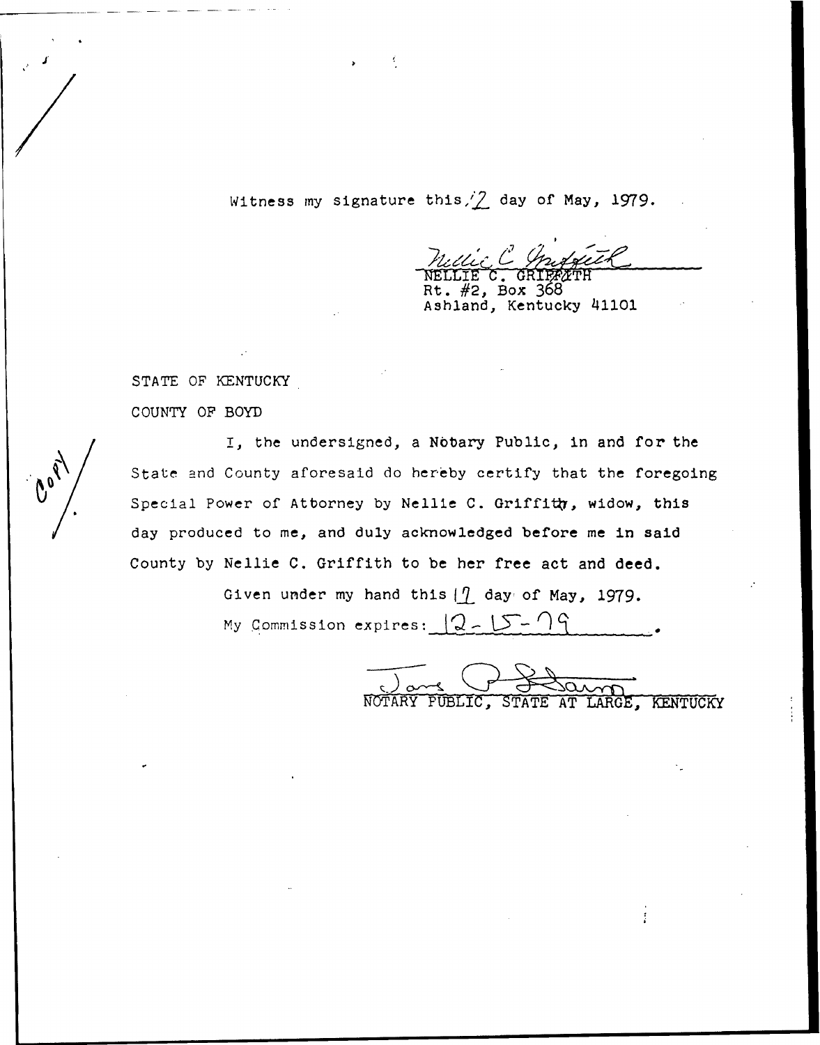Witness my signature this 17 day of May, 1979.

Nellie C. Griffith
NELLIE C. GRIFFITH
Rt. #2, Box 368
Ashland, Kentucky 41101

STATE OF KENTUCKY

COUNTY OF BOYD

COPY

I, the undersigned, a Notary Public, in and for the State and County aforesaid do hereby certify that the foregoing Special Power of Attorney by Nellie C. Griffith, widow, this day produced to me, and duly acknowledged before me in said County by Nellie C. Griffith to be her free act and deed.

Given under my hand this 17 day of May, 1979.

My Commission expires: 12-15-79.

NOTARY PUBLIC, STATE AT LARGE, KENTUCKY